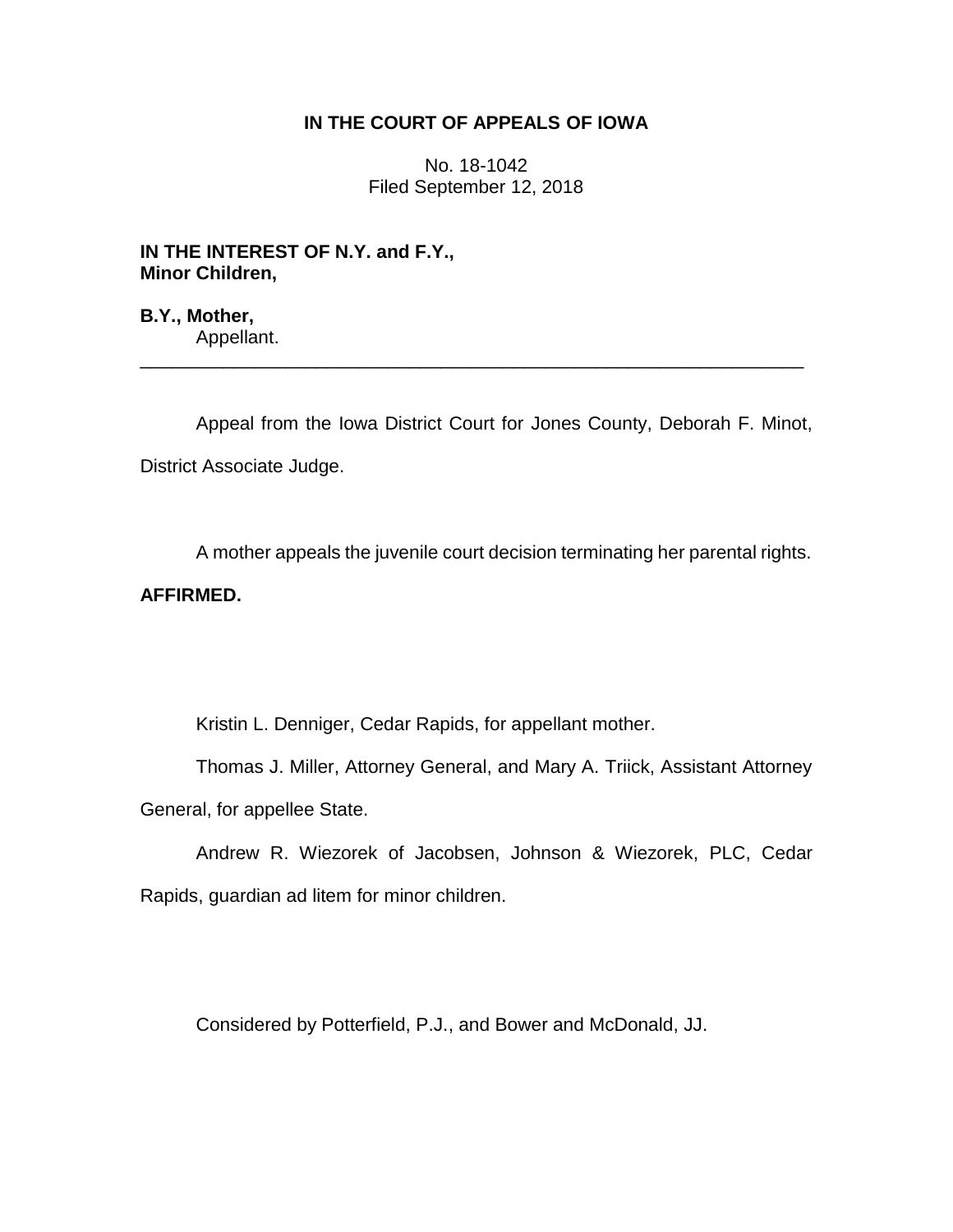# IN THE COURT OF APPEALS OF IOWA

No. 18-1042
Filed September 12, 2018

**IN THE INTEREST OF N.Y. and F.Y., Minor Children,**

**B.Y., Mother,**
Appellant.

---

Appeal from the Iowa District Court for Jones County, Deborah F. Minot, District Associate Judge.

A mother appeals the juvenile court decision terminating her parental rights.

**AFFIRMED.**

Kristin L. Denniger, Cedar Rapids, for appellant mother.

Thomas J. Miller, Attorney General, and Mary A. Triick, Assistant Attorney General, for appellee State.

Andrew R. Wiezorek of Jacobsen, Johnson & Wiezorek, PLC, Cedar Rapids, guardian ad litem for minor children.

Considered by Potterfield, P.J., and Bower and McDonald, JJ.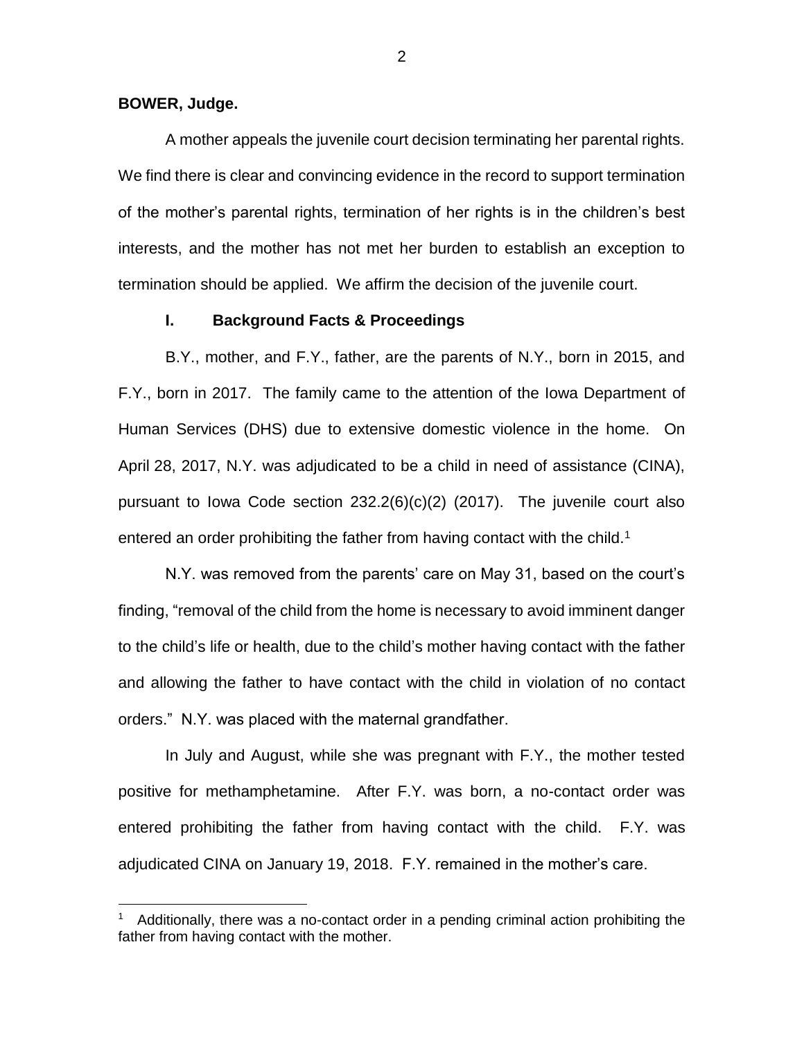**BOWER, Judge.**

A mother appeals the juvenile court decision terminating her parental rights. We find there is clear and convincing evidence in the record to support termination of the mother's parental rights, termination of her rights is in the children's best interests, and the mother has not met her burden to establish an exception to termination should be applied. We affirm the decision of the juvenile court.

## I. Background Facts & Proceedings

B.Y., mother, and F.Y., father, are the parents of N.Y., born in 2015, and F.Y., born in 2017. The family came to the attention of the Iowa Department of Human Services (DHS) due to extensive domestic violence in the home. On April 28, 2017, N.Y. was adjudicated to be a child in need of assistance (CINA), pursuant to Iowa Code section 232.2(6)(c)(2) (2017). The juvenile court also entered an order prohibiting the father from having contact with the child.[1]

N.Y. was removed from the parents' care on May 31, based on the court's finding, "removal of the child from the home is necessary to avoid imminent danger to the child's life or health, due to the child's mother having contact with the father and allowing the father to have contact with the child in violation of no contact orders." N.Y. was placed with the maternal grandfather.

In July and August, while she was pregnant with F.Y., the mother tested positive for methamphetamine. After F.Y. was born, a no-contact order was entered prohibiting the father from having contact with the child. F.Y. was adjudicated CINA on January 19, 2018. F.Y. remained in the mother's care.

[1] Additionally, there was a no-contact order in a pending criminal action prohibiting the father from having contact with the mother.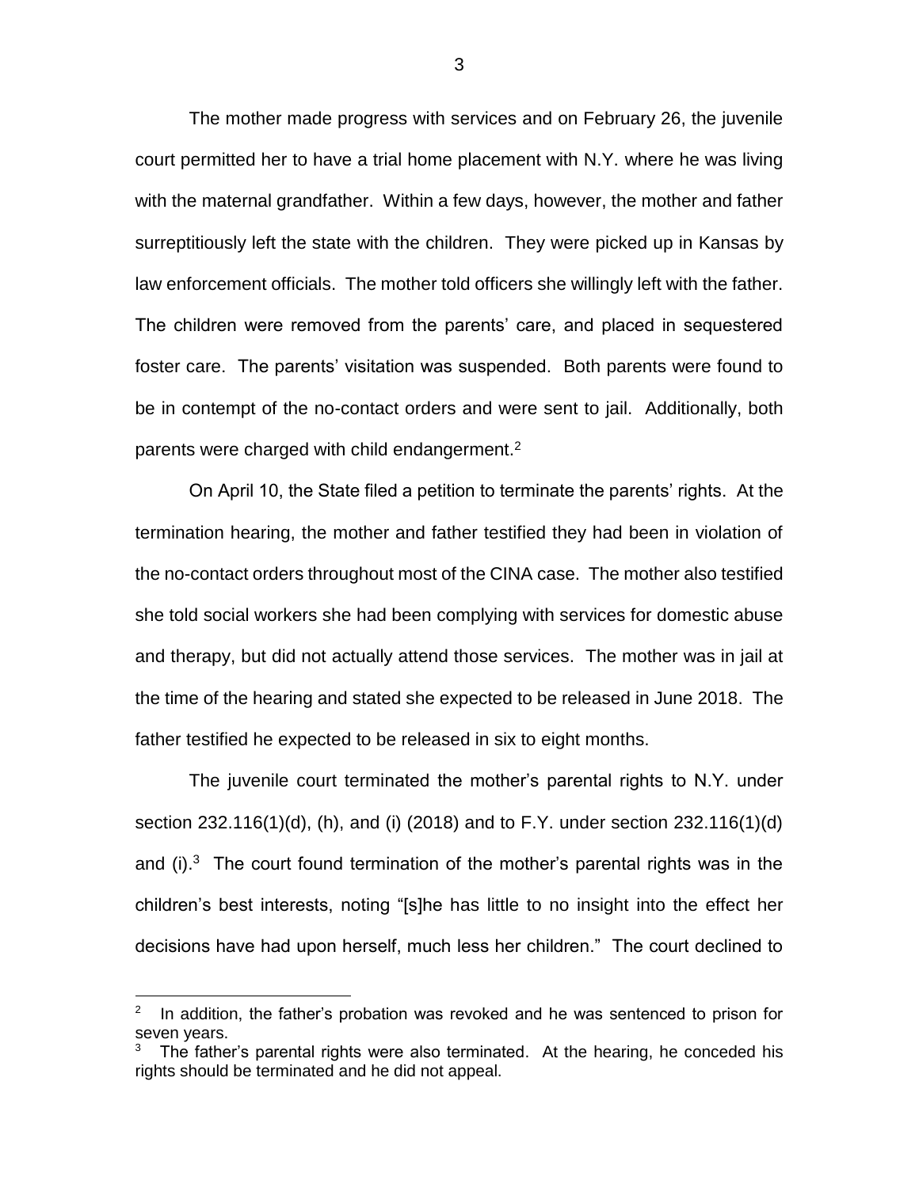The mother made progress with services and on February 26, the juvenile court permitted her to have a trial home placement with N.Y. where he was living with the maternal grandfather. Within a few days, however, the mother and father surreptitiously left the state with the children. They were picked up in Kansas by law enforcement officials. The mother told officers she willingly left with the father. The children were removed from the parents' care, and placed in sequestered foster care. The parents' visitation was suspended. Both parents were found to be in contempt of the no-contact orders and were sent to jail. Additionally, both parents were charged with child endangerment.[2]

On April 10, the State filed a petition to terminate the parents' rights. At the termination hearing, the mother and father testified they had been in violation of the no-contact orders throughout most of the CINA case. The mother also testified she told social workers she had been complying with services for domestic abuse and therapy, but did not actually attend those services. The mother was in jail at the time of the hearing and stated she expected to be released in June 2018. The father testified he expected to be released in six to eight months.

The juvenile court terminated the mother's parental rights to N.Y. under section 232.116(1)(d), (h), and (i) (2018) and to F.Y. under section 232.116(1)(d) and (i).[3] The court found termination of the mother's parental rights was in the children's best interests, noting "[s]he has little to no insight into the effect her decisions have had upon herself, much less her children." The court declined to

[2] In addition, the father's probation was revoked and he was sentenced to prison for seven years.

[3] The father's parental rights were also terminated. At the hearing, he conceded his rights should be terminated and he did not appeal.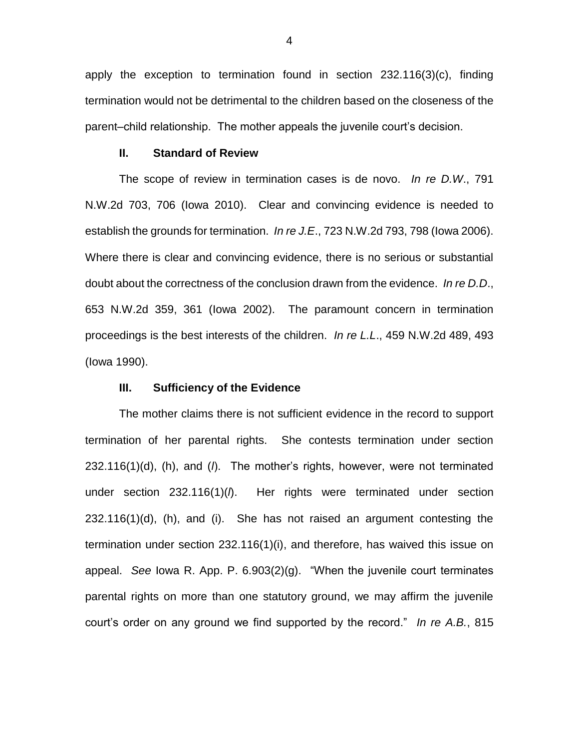apply the exception to termination found in section 232.116(3)(c), finding termination would not be detrimental to the children based on the closeness of the parent–child relationship. The mother appeals the juvenile court's decision.

## II. Standard of Review

The scope of review in termination cases is de novo. *In re D.W*., 791 N.W.2d 703, 706 (Iowa 2010). Clear and convincing evidence is needed to establish the grounds for termination. *In re J.E*., 723 N.W.2d 793, 798 (Iowa 2006). Where there is clear and convincing evidence, there is no serious or substantial doubt about the correctness of the conclusion drawn from the evidence. *In re D.D*., 653 N.W.2d 359, 361 (Iowa 2002). The paramount concern in termination proceedings is the best interests of the children. *In re L.L*., 459 N.W.2d 489, 493 (Iowa 1990).

## III. Sufficiency of the Evidence

The mother claims there is not sufficient evidence in the record to support termination of her parental rights. She contests termination under section 232.116(1)(d), (h), and (*l*). The mother's rights, however, were not terminated under section 232.116(1)(*l*). Her rights were terminated under section 232.116(1)(d), (h), and (i). She has not raised an argument contesting the termination under section 232.116(1)(i), and therefore, has waived this issue on appeal. *See* Iowa R. App. P. 6.903(2)(g). "When the juvenile court terminates parental rights on more than one statutory ground, we may affirm the juvenile court's order on any ground we find supported by the record." *In re A.B.*, 815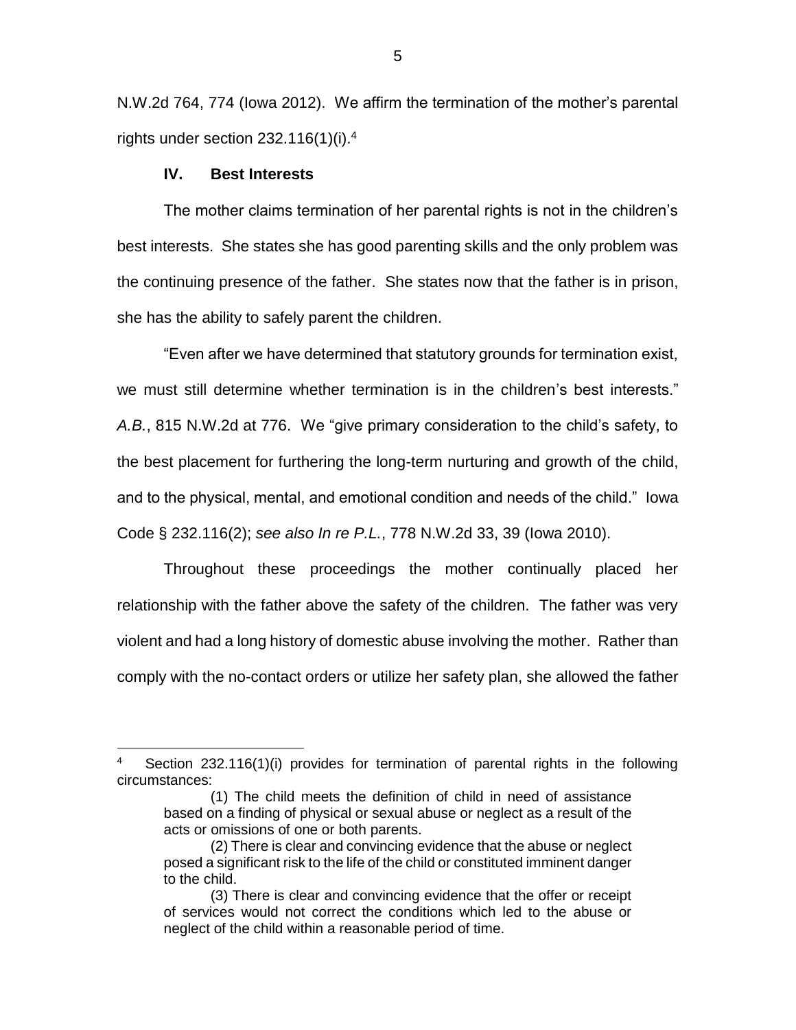N.W.2d 764, 774 (Iowa 2012). We affirm the termination of the mother's parental rights under section 232.116(1)(i).[4]

## IV. Best Interests

The mother claims termination of her parental rights is not in the children's best interests. She states she has good parenting skills and the only problem was the continuing presence of the father. She states now that the father is in prison, she has the ability to safely parent the children.

"Even after we have determined that statutory grounds for termination exist, we must still determine whether termination is in the children's best interests." *A.B.*, 815 N.W.2d at 776. We "give primary consideration to the child's safety, to the best placement for furthering the long-term nurturing and growth of the child, and to the physical, mental, and emotional condition and needs of the child." Iowa Code § 232.116(2); *see also In re P.L.*, 778 N.W.2d 33, 39 (Iowa 2010).

Throughout these proceedings the mother continually placed her relationship with the father above the safety of the children. The father was very violent and had a long history of domestic abuse involving the mother. Rather than comply with the no-contact orders or utilize her safety plan, she allowed the father

---

[4] Section 232.116(1)(i) provides for termination of parental rights in the following circumstances:

> (1) The child meets the definition of child in need of assistance based on a finding of physical or sexual abuse or neglect as a result of the acts or omissions of one or both parents.
>
> (2) There is clear and convincing evidence that the abuse or neglect posed a significant risk to the life of the child or constituted imminent danger to the child.
>
> (3) There is clear and convincing evidence that the offer or receipt of services would not correct the conditions which led to the abuse or neglect of the child within a reasonable period of time.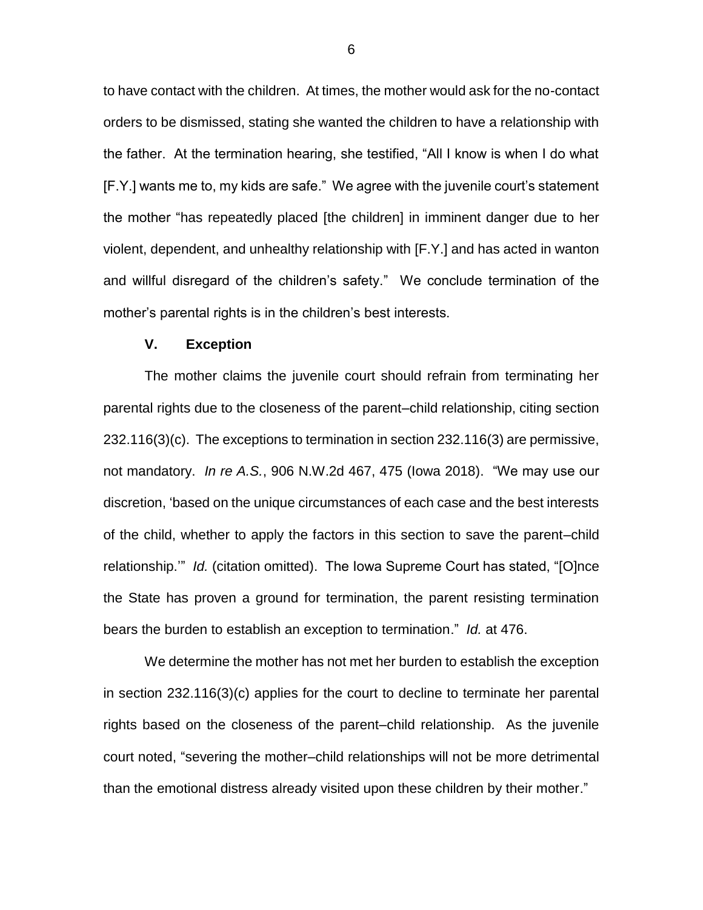to have contact with the children. At times, the mother would ask for the no-contact orders to be dismissed, stating she wanted the children to have a relationship with the father. At the termination hearing, she testified, "All I know is when I do what [F.Y.] wants me to, my kids are safe." We agree with the juvenile court's statement the mother "has repeatedly placed [the children] in imminent danger due to her violent, dependent, and unhealthy relationship with [F.Y.] and has acted in wanton and willful disregard of the children's safety." We conclude termination of the mother's parental rights is in the children's best interests.

## V. Exception

The mother claims the juvenile court should refrain from terminating her parental rights due to the closeness of the parent–child relationship, citing section 232.116(3)(c). The exceptions to termination in section 232.116(3) are permissive, not mandatory. *In re A.S.*, 906 N.W.2d 467, 475 (Iowa 2018). "We may use our discretion, 'based on the unique circumstances of each case and the best interests of the child, whether to apply the factors in this section to save the parent–child relationship.'" *Id.* (citation omitted). The Iowa Supreme Court has stated, "[O]nce the State has proven a ground for termination, the parent resisting termination bears the burden to establish an exception to termination." *Id.* at 476.

We determine the mother has not met her burden to establish the exception in section 232.116(3)(c) applies for the court to decline to terminate her parental rights based on the closeness of the parent–child relationship. As the juvenile court noted, "severing the mother–child relationships will not be more detrimental than the emotional distress already visited upon these children by their mother."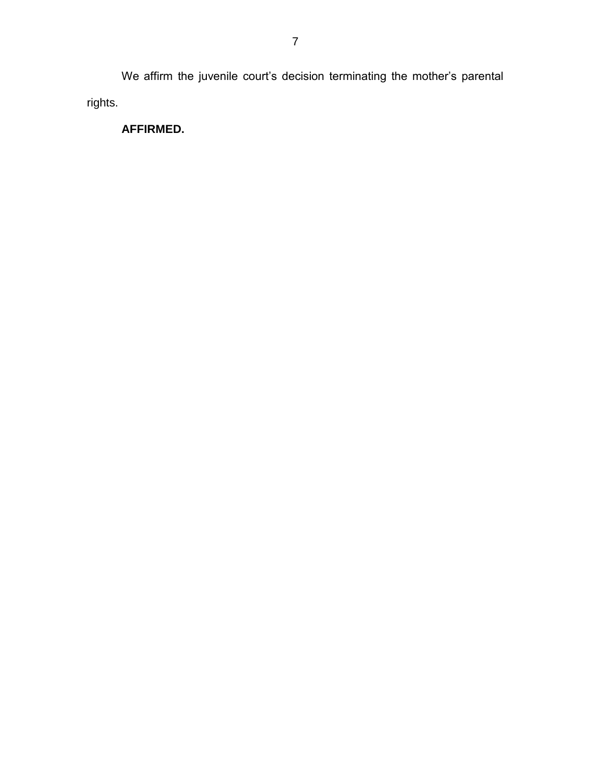We affirm the juvenile court's decision terminating the mother's parental rights.

**AFFIRMED.**